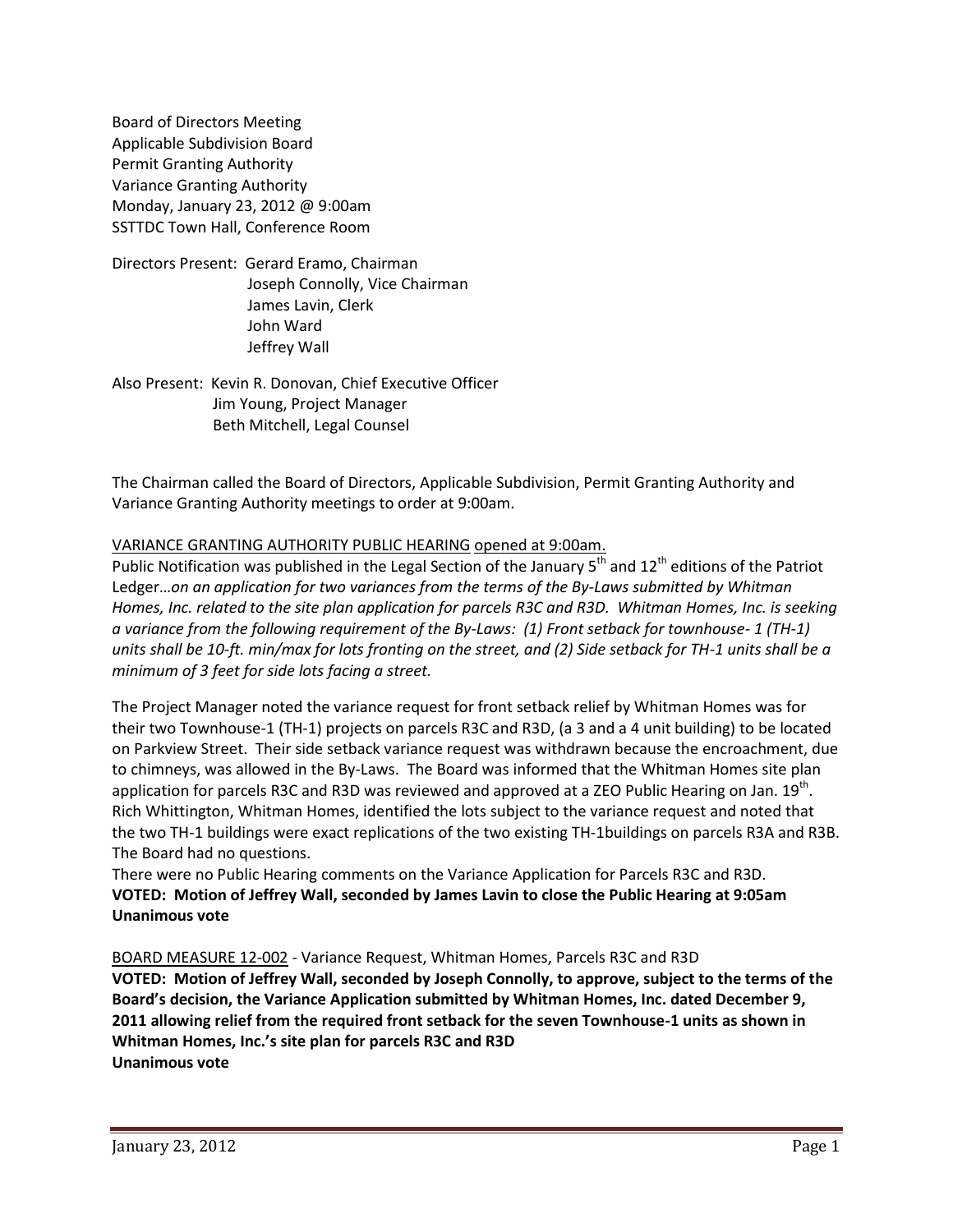Board of Directors Meeting
Applicable Subdivision Board
Permit Granting Authority
Variance Granting Authority
Monday, January 23, 2012 @ 9:00am
SSTTDC Town Hall, Conference Room

Directors Present: Gerard Eramo, Chairman
Joseph Connolly, Vice Chairman
James Lavin, Clerk
John Ward
Jeffrey Wall

Also Present: Kevin R. Donovan, Chief Executive Officer
Jim Young, Project Manager
Beth Mitchell, Legal Counsel

The Chairman called the Board of Directors, Applicable Subdivision, Permit Granting Authority and Variance Granting Authority meetings to order at 9:00am.

<u>VARIANCE GRANTING AUTHORITY PUBLIC HEARING</u> <u>opened at 9:00am.</u>
Public Notification was published in the Legal Section of the January 5th and 12th editions of the Patriot Ledger…*on an application for two variances from the terms of the By-Laws submitted by Whitman Homes, Inc. related to the site plan application for parcels R3C and R3D. Whitman Homes, Inc. is seeking a variance from the following requirement of the By-Laws: (1) Front setback for townhouse- 1 (TH-1) units shall be 10-ft. min/max for lots fronting on the street, and (2) Side setback for TH-1 units shall be a minimum of 3 feet for side lots facing a street.*

The Project Manager noted the variance request for front setback relief by Whitman Homes was for their two Townhouse-1 (TH-1) projects on parcels R3C and R3D, (a 3 and a 4 unit building) to be located on Parkview Street. Their side setback variance request was withdrawn because the encroachment, due to chimneys, was allowed in the By-Laws. The Board was informed that the Whitman Homes site plan application for parcels R3C and R3D was reviewed and approved at a ZEO Public Hearing on Jan. 19th. Rich Whittington, Whitman Homes, identified the lots subject to the variance request and noted that the two TH-1 buildings were exact replications of the two existing TH-1buildings on parcels R3A and R3B. The Board had no questions.
There were no Public Hearing comments on the Variance Application for Parcels R3C and R3D.
**VOTED: Motion of Jeffrey Wall, seconded by James Lavin to close the Public Hearing at 9:05am**
**Unanimous vote**

<u>BOARD MEASURE 12-002</u> - Variance Request, Whitman Homes, Parcels R3C and R3D
**VOTED: Motion of Jeffrey Wall, seconded by Joseph Connolly, to approve, subject to the terms of the Board's decision, the Variance Application submitted by Whitman Homes, Inc. dated December 9, 2011 allowing relief from the required front setback for the seven Townhouse-1 units as shown in Whitman Homes, Inc.'s site plan for parcels R3C and R3D**
**Unanimous vote**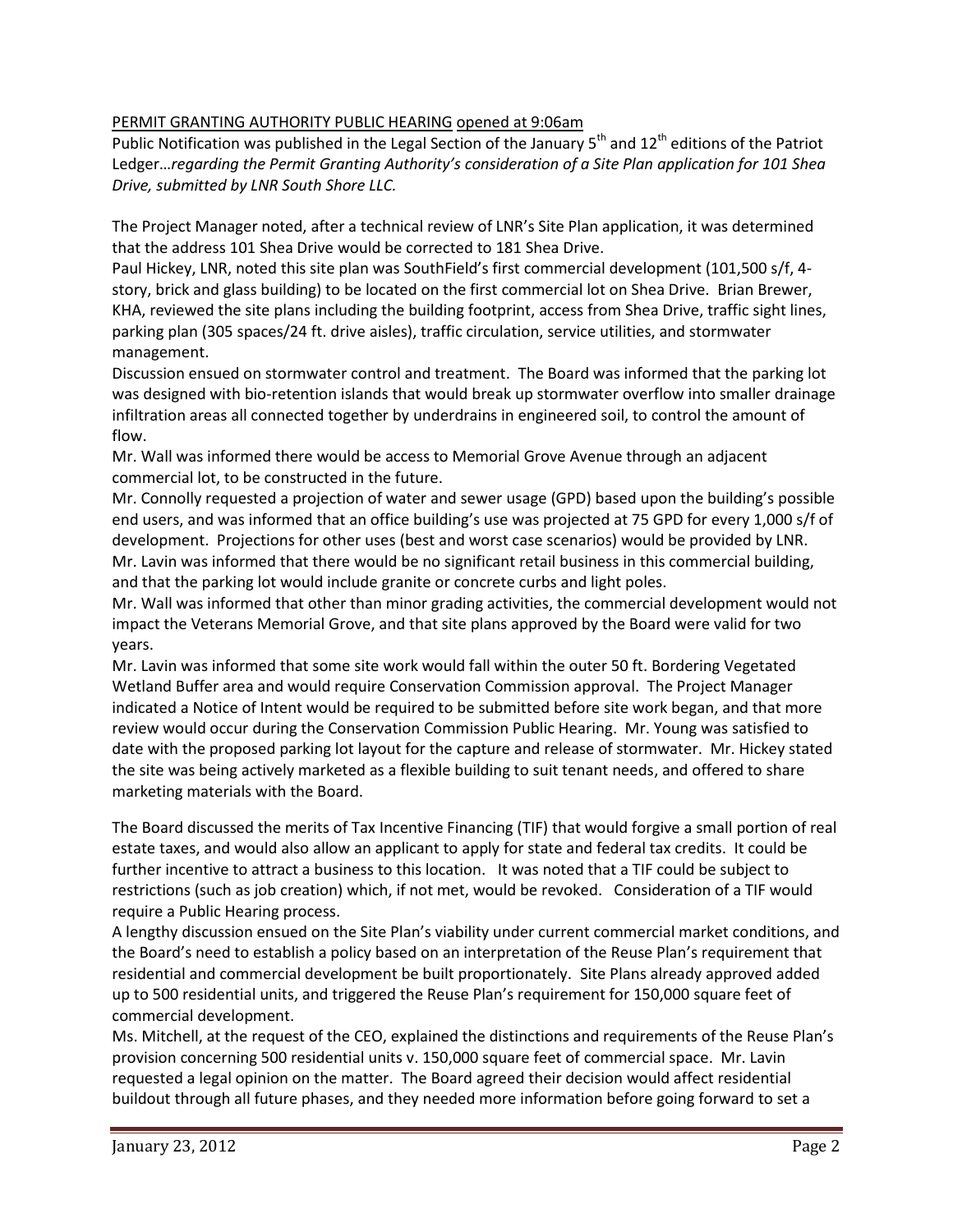<u>PERMIT GRANTING AUTHORITY PUBLIC HEARING</u> <u>opened at 9:06am</u>

Public Notification was published in the Legal Section of the January 5th and 12th editions of the Patriot Ledger…*regarding the Permit Granting Authority's consideration of a Site Plan application for 101 Shea Drive, submitted by LNR South Shore LLC.*

The Project Manager noted, after a technical review of LNR's Site Plan application, it was determined that the address 101 Shea Drive would be corrected to 181 Shea Drive.

Paul Hickey, LNR, noted this site plan was SouthField's first commercial development (101,500 s/f, 4-story, brick and glass building) to be located on the first commercial lot on Shea Drive. Brian Brewer, KHA, reviewed the site plans including the building footprint, access from Shea Drive, traffic sight lines, parking plan (305 spaces/24 ft. drive aisles), traffic circulation, service utilities, and stormwater management.

Discussion ensued on stormwater control and treatment. The Board was informed that the parking lot was designed with bio-retention islands that would break up stormwater overflow into smaller drainage infiltration areas all connected together by underdrains in engineered soil, to control the amount of flow.

Mr. Wall was informed there would be access to Memorial Grove Avenue through an adjacent commercial lot, to be constructed in the future.

Mr. Connolly requested a projection of water and sewer usage (GPD) based upon the building's possible end users, and was informed that an office building's use was projected at 75 GPD for every 1,000 s/f of development. Projections for other uses (best and worst case scenarios) would be provided by LNR.

Mr. Lavin was informed that there would be no significant retail business in this commercial building, and that the parking lot would include granite or concrete curbs and light poles.

Mr. Wall was informed that other than minor grading activities, the commercial development would not impact the Veterans Memorial Grove, and that site plans approved by the Board were valid for two years.

Mr. Lavin was informed that some site work would fall within the outer 50 ft. Bordering Vegetated Wetland Buffer area and would require Conservation Commission approval. The Project Manager indicated a Notice of Intent would be required to be submitted before site work began, and that more review would occur during the Conservation Commission Public Hearing. Mr. Young was satisfied to date with the proposed parking lot layout for the capture and release of stormwater. Mr. Hickey stated the site was being actively marketed as a flexible building to suit tenant needs, and offered to share marketing materials with the Board.

The Board discussed the merits of Tax Incentive Financing (TIF) that would forgive a small portion of real estate taxes, and would also allow an applicant to apply for state and federal tax credits. It could be further incentive to attract a business to this location. It was noted that a TIF could be subject to restrictions (such as job creation) which, if not met, would be revoked. Consideration of a TIF would require a Public Hearing process.

A lengthy discussion ensued on the Site Plan's viability under current commercial market conditions, and the Board's need to establish a policy based on an interpretation of the Reuse Plan's requirement that residential and commercial development be built proportionately. Site Plans already approved added up to 500 residential units, and triggered the Reuse Plan's requirement for 150,000 square feet of commercial development.

Ms. Mitchell, at the request of the CEO, explained the distinctions and requirements of the Reuse Plan's provision concerning 500 residential units v. 150,000 square feet of commercial space. Mr. Lavin requested a legal opinion on the matter. The Board agreed their decision would affect residential buildout through all future phases, and they needed more information before going forward to set a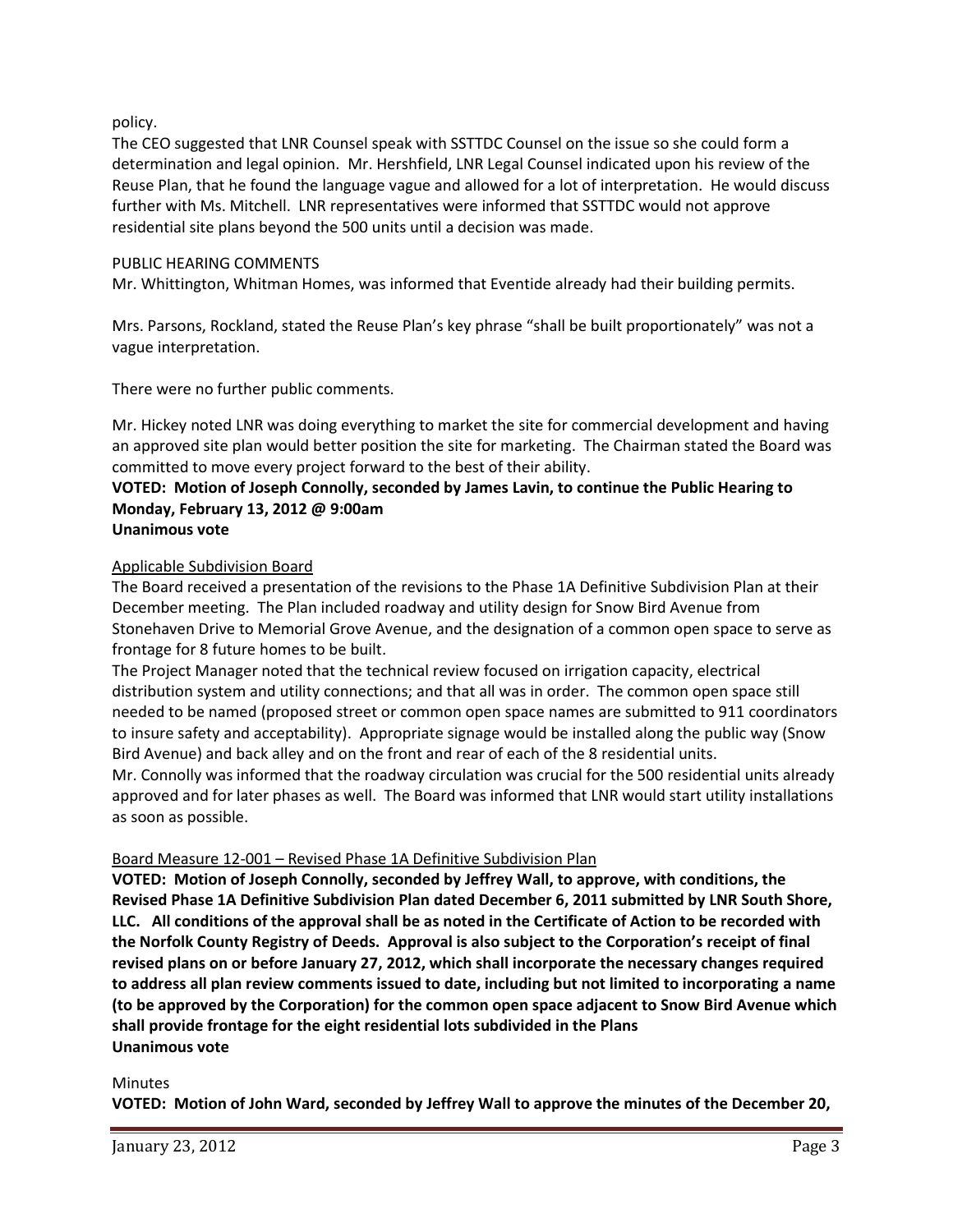policy.

The CEO suggested that LNR Counsel speak with SSTTDC Counsel on the issue so she could form a determination and legal opinion. Mr. Hershfield, LNR Legal Counsel indicated upon his review of the Reuse Plan, that he found the language vague and allowed for a lot of interpretation. He would discuss further with Ms. Mitchell. LNR representatives were informed that SSTTDC would not approve residential site plans beyond the 500 units until a decision was made.

PUBLIC HEARING COMMENTS

Mr. Whittington, Whitman Homes, was informed that Eventide already had their building permits.

Mrs. Parsons, Rockland, stated the Reuse Plan's key phrase "shall be built proportionately" was not a vague interpretation.

There were no further public comments.

Mr. Hickey noted LNR was doing everything to market the site for commercial development and having an approved site plan would better position the site for marketing. The Chairman stated the Board was committed to move every project forward to the best of their ability.

**VOTED: Motion of Joseph Connolly, seconded by James Lavin, to continue the Public Hearing to Monday, February 13, 2012 @ 9:00am**
**Unanimous vote**

<u>Applicable Subdivision Board</u>

The Board received a presentation of the revisions to the Phase 1A Definitive Subdivision Plan at their December meeting. The Plan included roadway and utility design for Snow Bird Avenue from Stonehaven Drive to Memorial Grove Avenue, and the designation of a common open space to serve as frontage for 8 future homes to be built.

The Project Manager noted that the technical review focused on irrigation capacity, electrical distribution system and utility connections; and that all was in order. The common open space still needed to be named (proposed street or common open space names are submitted to 911 coordinators to insure safety and acceptability). Appropriate signage would be installed along the public way (Snow Bird Avenue) and back alley and on the front and rear of each of the 8 residential units.

Mr. Connolly was informed that the roadway circulation was crucial for the 500 residential units already approved and for later phases as well. The Board was informed that LNR would start utility installations as soon as possible.

<u>Board Measure 12-001 – Revised Phase 1A Definitive Subdivision Plan</u>

**VOTED: Motion of Joseph Connolly, seconded by Jeffrey Wall, to approve, with conditions, the Revised Phase 1A Definitive Subdivision Plan dated December 6, 2011 submitted by LNR South Shore, LLC. All conditions of the approval shall be as noted in the Certificate of Action to be recorded with the Norfolk County Registry of Deeds. Approval is also subject to the Corporation's receipt of final revised plans on or before January 27, 2012, which shall incorporate the necessary changes required to address all plan review comments issued to date, including but not limited to incorporating a name (to be approved by the Corporation) for the common open space adjacent to Snow Bird Avenue which shall provide frontage for the eight residential lots subdivided in the Plans**
**Unanimous vote**

Minutes

**VOTED: Motion of John Ward, seconded by Jeffrey Wall to approve the minutes of the December 20,**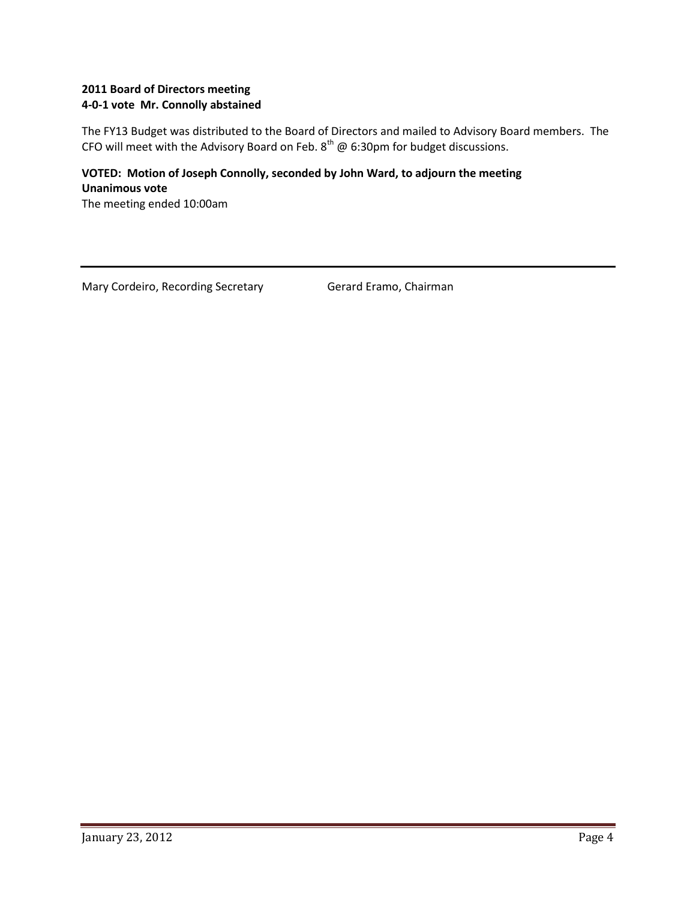**2011 Board of Directors meeting**
**4-0-1 vote Mr. Connolly abstained**

The FY13 Budget was distributed to the Board of Directors and mailed to Advisory Board members. The CFO will meet with the Advisory Board on Feb. 8th @ 6:30pm for budget discussions.

**VOTED: Motion of Joseph Connolly, seconded by John Ward, to adjourn the meeting**
**Unanimous vote**
The meeting ended 10:00am

---

Mary Cordeiro, Recording Secretary    Gerard Eramo, Chairman

January 23, 2012